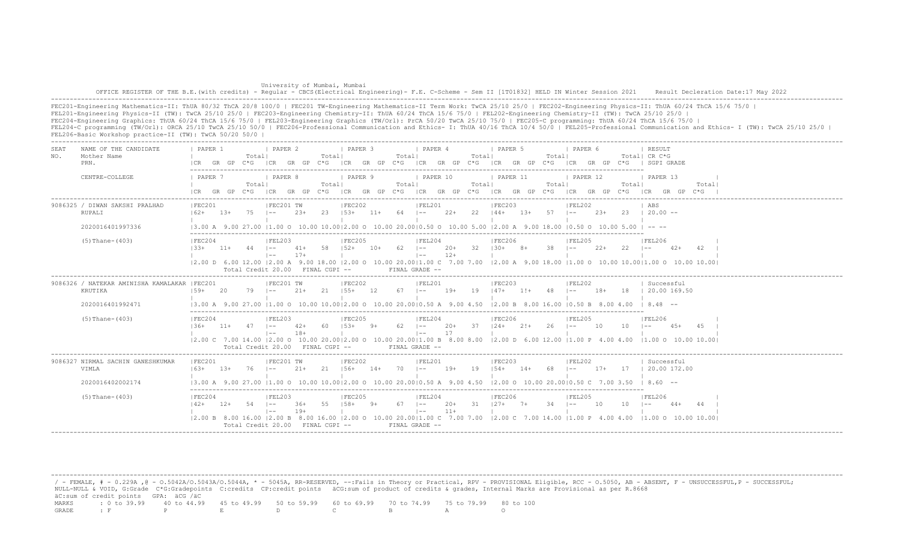University of Mumbai, Mumbai

OFFICE REGISTER OF THE B.E.(with credits) - Regular - CBCS(Electrical Engineering)- F.E. C-Scheme - Sem II [1T01832] HELD IN Winter Session 2021     Result Decleration Date:17 May 2022

FEC201-Engineering Mathematics-II: ThUA 80/32 ThCA 20/8 100/0 | FEC201 TW-Engineering Mathematics-II Term Work: TwCA 25/10 25/0 | FEC202-Engineering Physics-II: ThUA 60/24 ThCA 15/6 75/0 |
FEL201-Engineering Physics-II (TW): TwCA 25/10 25/0 | FEC203-Engineering Chemistry-II: ThUA 60/24 ThCA 15/6 75/0 | FEL202-Engineering Chemistry-II (TW): TwCA 25/10 25/0 |
FEC204-Engineering Graphics: ThUA 60/24 ThCA 15/6 75/0 | FEL203-Engineering Graphics (TW/Orl): PrCA 50/20 TwCA 25/10 75/0 | FEC205-C programming: ThUA 60/24 ThCA 15/6 75/0 |
FEL204-C programming (TW/Orl): ORCA 25/10 TwCA 25/10 50/0 | FEC206-Professional Communication and Ethics- I: ThUA 40/16 ThCA 10/4 50/0 | FEL205-Professional Communication and Ethics- I (TW): TwCA 25/10 25/0 |
FEL206-Basic Workshop practice-II (TW): TwCA 50/20 50/0 |

| SEAT NO. | NAME OF THE CANDIDATE / Mother Name / PRN. / CENTRE-COLLEGE | PAPER 1 / PAPER 7 | PAPER 2 / PAPER 8 | PAPER 3 / PAPER 9 | PAPER 4 / PAPER 10 | PAPER 5 / PAPER 11 | PAPER 6 / PAPER 12 | RESULT (CR C*G, SGPI GRADE) / PAPER 13 |
|---|---|---|---|---|---|---|---|---|
| 9086325 | / DIWAN SAKSHI PRALHAD | FEC201 | FEC201 TW | FEC202 | FEL201 | FEC203 | FEL202 | ABS |
| | RUPALI | 62+ 13+ 75 | -- 23+ 23 | 53+ 11+ 64 | -- 22+ 22 | 44+ 13+ 57 | -- 23+ 23 | 20.00 -- |
| | 2020016401997336 | 3.00 A 9.00 27.00 | 1.00 O 10.00 10.00 | 2.00 O 10.00 20.00 | 0.50 O 10.00 5.00 | 2.00 A 9.00 18.00 | 0.50 O 10.00 5.00 | -- -- |
| | (5)Thane-(403) | FEC204 | FEL203 | FEC205 | FEL204 | FEC206 | FEL205 | FEL206 |
| | | 33+ 11+ 44 | -- 41+ 58 / -- 17+ | 52+ 10+ 62 | -- 20+ 32 / -- 12+ | 30+ 8+ 38 | -- 22+ 22 | -- 42+ 42 |
| | | 2.00 D 6.00 12.00 | 2.00 A 9.00 18.00 | 2.00 O 10.00 20.00 | 1.00 C 7.00 7.00 | 2.00 A 9.00 18.00 | 1.00 O 10.00 10.00 | 1.00 O 10.00 10.00 |
| | | Total Credit 20.00 | FINAL CGPI -- | | FINAL GRADE -- | | | |
| 9086326 | / NATEKAR AMINISHA KAMALAKAR | FEC201 | FEC201 TW | FEC202 | FEL201 | FEC203 | FEL202 | Successful |
| | KRUTIKA | 59+ 20 79 | -- 21+ 21 | 55+ 12 67 | -- 19+ 19 | 47+ 1!+ 48 | -- 18+ 18 | 20.00 169.50 |
| | 2020016401992471 | 3.00 A 9.00 27.00 | 1.00 O 10.00 10.00 | 2.00 O 10.00 20.00 | 0.50 A 9.00 4.50 | 2.00 B 8.00 16.00 | 0.50 B 8.00 4.00 | 8.48 -- |
| | (5)Thane-(403) | FEC204 | FEL203 | FEC205 | FEL204 | FEC206 | FEL205 | FEL206 |
| | | 36+ 11+ 47 | -- 42+ 60 / -- 18+ | 53+ 9+ 62 | -- 20+ 37 / -- 17 | 24+ 2!+ 26 | -- 10 10 | -- 45+ 45 |
| | | 2.00 C 7.00 14.00 | 2.00 O 10.00 20.00 | 2.00 O 10.00 20.00 | 1.00 B 8.00 8.00 | 2.00 D 6.00 12.00 | 1.00 P 4.00 4.00 | 1.00 O 10.00 10.00 |
| | | Total Credit 20.00 | FINAL CGPI -- | | FINAL GRADE -- | | | |
| 9086327 | NIRMAL SACHIN GANESHKUMAR | FEC201 | FEC201 TW | FEC202 | FEL201 | FEC203 | FEL202 | Successful |
| | VIMLA | 63+ 13+ 76 | -- 21+ 21 | 56+ 14+ 70 | -- 19+ 19 | 54+ 14+ 68 | -- 17+ 17 | 20.00 172.00 |
| | 2020016402002174 | 3.00 A 9.00 27.00 | 1.00 O 10.00 10.00 | 2.00 O 10.00 20.00 | 0.50 A 9.00 4.50 | 2.00 O 10.00 20.00 | 0.50 C 7.00 3.50 | 8.60 -- |
| | (5)Thane-(403) | FEC204 | FEL203 | FEC205 | FEL204 | FEC206 | FEL205 | FEL206 |
| | | 42+ 12+ 54 | -- 36+ 55 / -- 19+ | 58+ 9+ 67 | -- 20+ 31 / -- 11+ | 27+ 7+ 34 | -- 10 10 | -- 44+ 44 |
| | | 2.00 B 8.00 16.00 | 2.00 B 8.00 16.00 | 2.00 O 10.00 20.00 | 1.00 C 7.00 7.00 | 2.00 C 7.00 14.00 | 1.00 P 4.00 4.00 | 1.00 O 10.00 10.00 |
| | | Total Credit 20.00 | FINAL CGPI -- | | FINAL GRADE -- | | | |

/ - FEMALE, # - 0.229A ,@ - O.5042A/O.5043A/O.5044A, * - 5045A, RR-RESERVED, --:Fails in Theory or Practical, RPV - PROVISIONAL Eligible, RCC - O.5050, AB - ABSENT, F - UNSUCCESSFUL,P - SUCCESSFUL;
NULL-NULL & VOID, G:Grade C*G:Gradepoints C:credits CP:credit points äCG:sum of product of credits & grades, Internal Marks are Provisional as per R.8668
äC:sum of credit points GPA: äCG /äC

| MARKS | : 0 to 39.99 | 40 to 44.99 | 45 to 49.99 | 50 to 59.99 | 60 to 69.99 | 70 to 74.99 | 75 to 79.99 | 80 to 100 |
|---|---|---|---|---|---|---|---|---|
| GRADE | : F | P | E | D | C | B | A | O |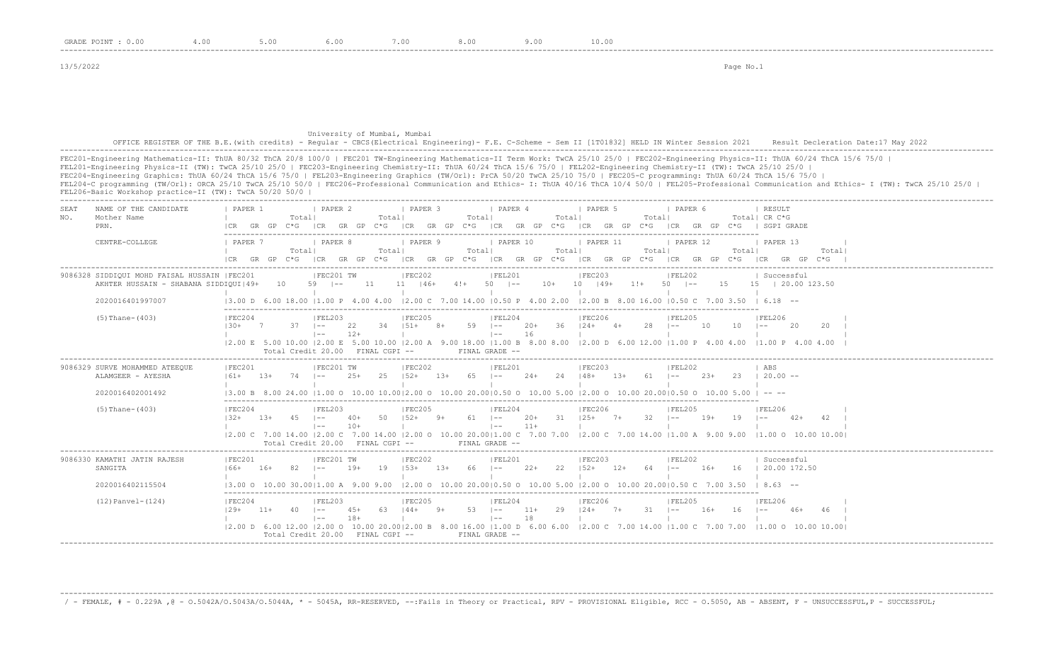GRADE POINT : 0.00 4.00 5.00 6.00 7.00 8.00 9.00 10.00

13/5/2022

University of Mumbai, Mumbai

OFFICE REGISTER OF THE B.E.(with credits) - Regular - CBCS(Electrical Engineering)- F.E. C-Scheme - Sem II [1T01832] HELD IN Winter Session 2021 Result Decleration Date:17 May 2022

FEC201-Engineering Mathematics-II: ThUA 80/32 ThCA 20/8 100/0 | FEC201 TW-Engineering Mathematics-II Term Work: TwCA 25/10 25/0 | FEC202-Engineering Physics-II: ThUA 60/24 ThCA 15/6 75/0 |
FEL201-Engineering Physics-II (TW): TwCA 25/10 25/0 | FEC203-Engineering Chemistry-II: ThUA 60/24 ThCA 15/6 75/0 | FEL202-Engineering Chemistry-II (TW): TwCA 25/10 25/0 |
FEC204-Engineering Graphics: ThUA 60/24 ThCA 15/6 75/0 | FEL203-Engineering Graphics (TW/Orl): PrCA 50/20 TwCA 25/10 75/0 | FEC205-C programming: ThUA 60/24 ThCA 15/6 75/0 |
FEL204-C programming (TW/Orl): ORCA 25/10 TwCA 25/10 50/0 | FEC206-Professional Communication and Ethics- I: ThUA 40/16 ThCA 10/4 50/0 | FEL205-Professional Communication and Ethics- I (TW): TwCA 25/10 25/0 |
FEL206-Basic Workshop practice-II (TW): TwCA 50/20 50/0 |

| SEAT NO. | NAME OF THE CANDIDATE / Mother Name / PRN. | PAPER 1 (Total / CR GR GP C*G) | PAPER 2 (Total / CR GR GP C*G) | PAPER 3 (Total / CR GR GP C*G) | PAPER 4 (Total / CR GR GP C*G) | PAPER 5 (Total / CR GR GP C*G) | PAPER 6 (Total / CR GR GP C*G) | RESULT (Total CR C*G / SGPI GRADE) |
|---|---|---|---|---|---|---|---|---|
| | CENTRE-COLLEGE | PAPER 7 | PAPER 8 | PAPER 9 | PAPER 10 | PAPER 11 | PAPER 12 | PAPER 13 |
| 9086328 | SIDDIQUI MOHD FAISAL HUSSAIN AKHTER HUSSAIN - SHABANA SIDDIQUI | FEC201 49+ 10 59 | FEC201 TW -- 11 11 | FEC202 46+ 4!+ 50 | FEL201 -- 10+ 10 | FEC203 49+ 1!+ 50 | FEL202 -- 15 15 | Successful 20.00 123.50 |
| | 2020016401997007 | 3.00 D 6.00 18.00 | 1.00 P 4.00 4.00 | 2.00 C 7.00 14.00 | 0.50 P 4.00 2.00 | 2.00 B 8.00 16.00 | 0.50 C 7.00 3.50 | 6.18 -- |
| | (5)Thane-(403) | FEC204 30+ 7 37 | FEL203 -- 22 34 / -- 12+ | FEC205 51+ 8+ 59 | FEL204 -- 20+ 36 / -- 16 | FEC206 24+ 4+ 28 | FEL205 -- 10 10 | FEL206 -- 20 20 |
| | | 2.00 E 5.00 10.00 | 2.00 E 5.00 10.00 | 2.00 A 9.00 18.00 | 1.00 B 8.00 8.00 | 2.00 D 6.00 12.00 | 1.00 P 4.00 4.00 | 1.00 P 4.00 4.00 |
| | | Total Credit 20.00 FINAL CGPI -- | | FINAL GRADE -- | | | | |
| 9086329 | SURVE MOHAMMED ATEEQUE ALAMGEER - AYESHA | FEC201 61+ 13+ 74 | FEC201 TW -- 25+ 25 | FEC202 52+ 13+ 65 | FEL201 -- 24+ 24 | FEC203 48+ 13+ 61 | FEL202 -- 23+ 23 | ABS 20.00 -- |
| | 2020016402001492 | 3.00 B 8.00 24.00 | 1.00 O 10.00 10.00 | 2.00 O 10.00 20.00 | 0.50 O 10.00 5.00 | 2.00 O 10.00 20.00 | 0.50 O 10.00 5.00 | -- -- |
| | (5)Thane-(403) | FEC204 32+ 13+ 45 | FEL203 -- 40+ 50 / -- 10+ | FEC205 52+ 9+ 61 | FEL204 -- 20+ 31 / -- 11+ | FEC206 25+ 7+ 32 | FEL205 -- 19+ 19 | FEL206 -- 42+ 42 |
| | | 2.00 C 7.00 14.00 | 2.00 C 7.00 14.00 | 2.00 O 10.00 20.00 | 1.00 C 7.00 7.00 | 2.00 C 7.00 14.00 | 1.00 A 9.00 9.00 | 1.00 O 10.00 10.00 |
| | | Total Credit 20.00 FINAL CGPI -- | | FINAL GRADE -- | | | | |
| 9086330 | KAMATHI JATIN RAJESH SANGITA | FEC201 66+ 16+ 82 | FEC201 TW -- 19+ 19 | FEC202 53+ 13+ 66 | FEL201 -- 22+ 22 | FEC203 52+ 12+ 64 | FEL202 -- 16+ 16 | Successful 20.00 172.50 |
| | 2020016402115504 | 3.00 O 10.00 30.00 | 1.00 A 9.00 9.00 | 2.00 O 10.00 20.00 | 0.50 O 10.00 5.00 | 2.00 O 10.00 20.00 | 0.50 C 7.00 3.50 | 8.63 -- |
| | (12)Panvel-(124) | FEC204 29+ 11+ 40 | FEL203 -- 45+ 63 / -- 18+ | FEC205 44+ 9+ 53 | FEL204 -- 11+ 29 / -- 18 | FEC206 24+ 7+ 31 | FEL205 -- 16+ 16 | FEL206 -- 46+ 46 |
| | | 2.00 D 6.00 12.00 | 2.00 O 10.00 20.00 | 2.00 B 8.00 16.00 | 1.00 D 6.00 6.00 | 2.00 C 7.00 14.00 | 1.00 C 7.00 7.00 | 1.00 O 10.00 10.00 |
| | | Total Credit 20.00 FINAL CGPI -- | | FINAL GRADE -- | | | | |

/ - FEMALE, # - 0.229A ,@ - O.5042A/O.5043A/O.5044A, * - 5045A, RR-RESERVED, --:Fails in Theory or Practical, RPV - PROVISIONAL Eligible, RCC - O.5050, AB - ABSENT, F - UNSUCCESSFUL,P - SUCCESSFUL;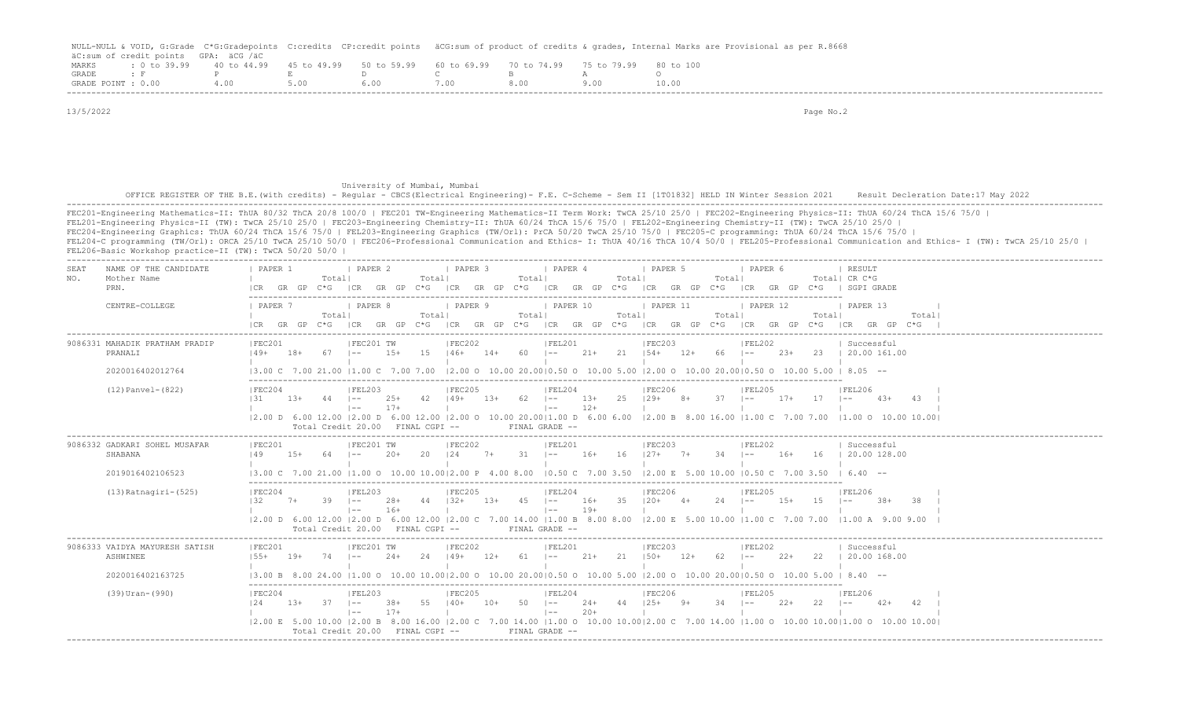NULL-NULL & VOID, G:Grade C*G:Gradepoints C:credits CP:credit points äCG:sum of product of credits & grades, Internal Marks are Provisional as per R.8668
äC:sum of credit points GPA: äCG /äC

| MARKS | : 0 to 39.99 | 40 to 44.99 | 45 to 49.99 | 50 to 59.99 | 60 to 69.99 | 70 to 74.99 | 75 to 79.99 | 80 to 100 |
|---|---|---|---|---|---|---|---|---|
| GRADE | : F | P | E | D | C | B | A | O |
| GRADE POINT | : 0.00 | 4.00 | 5.00 | 6.00 | 7.00 | 8.00 | 9.00 | 10.00 |

13/5/2022

University of Mumbai, Mumbai

OFFICE REGISTER OF THE B.E.(with credits) - Regular - CBCS(Electrical Engineering)- F.E. C-Scheme - Sem II [1T01832] HELD IN Winter Session 2021 Result Decleration Date:17 May 2022

FEC201-Engineering Mathematics-II: ThUA 80/32 ThCA 20/8 100/0 | FEC201 TW-Engineering Mathematics-II Term Work: TwCA 25/10 25/0 | FEC202-Engineering Physics-II: ThUA 60/24 ThCA 15/6 75/0 |
FEL201-Engineering Physics-II (TW): TwCA 25/10 25/0 | FEC203-Engineering Chemistry-II: ThUA 60/24 ThCA 15/6 75/0 | FEL202-Engineering Chemistry-II (TW): TwCA 25/10 25/0 |
FEC204-Engineering Graphics: ThUA 60/24 ThCA 15/6 75/0 | FEL203-Engineering Graphics (TW/Orl): PrCA 50/20 TwCA 25/10 75/0 | FEC205-C programming: ThUA 60/24 ThCA 15/6 75/0 |
FEL204-C programming (TW/Orl): ORCA 25/10 TwCA 25/10 50/0 | FEC206-Professional Communication and Ethics- I: ThUA 40/16 ThCA 10/4 50/0 | FEL205-Professional Communication and Ethics- I (TW): TwCA 25/10 25/0 |
FEL206-Basic Workshop practice-II (TW): TwCA 50/20 50/0 |

```
SEAT  NAME OF THE CANDIDATE        | PAPER 1          | PAPER 2          | PAPER 3          | PAPER 4          | PAPER 5          | PAPER 6          | RESULT
NO.   Mother Name                  |            Total |            Total |            Total |            Total |            Total |            Total | CR C*G
      PRN.                         |CR  GR GP C*G     |CR  GR GP C*G     |CR  GR GP C*G     |CR  GR GP C*G     |CR  GR GP C*G     |CR  GR GP C*G     | SGPI GRADE

      CENTRE-COLLEGE               | PAPER 7          | PAPER 8          | PAPER 9          | PAPER 10         | PAPER 11         | PAPER 12         | PAPER 13
                                   |            Total |            Total |            Total |            Total |            Total |            Total |            Total
                                   |CR  GR GP C*G     |CR  GR GP C*G     |CR  GR GP C*G     |CR  GR GP C*G     |CR  GR GP C*G     |CR  GR GP C*G     |CR  GR GP C*G
------------------------------------------------------------------------------------------------------------------------------------------------------------------
9086331 MAHADIK PRATHAM PRADIP     |FEC201            |FEC201 TW         |FEC202            |FEL201            |FEC203            |FEL202            | Successful
        PRANALI                    |49+  18+   67     |--   15+   15     |46+  14+   60     |--   21+   21     |54+  12+   66     |--   23+   23     | 20.00 161.00
        2020016402012764           |3.00 C  7.00 21.00|1.00 C  7.00 7.00 |2.00 O  10.00 20.00|0.50 O  10.00 5.00|2.00 O  10.00 20.00|0.50 O  10.00 5.00| 8.05 --

        (12)Panvel-(822)           |FEC204            |FEL203            |FEC205            |FEL204            |FEC206            |FEL205            |FEL206
                                   |31   13+   44     |--   25+   42     |49+  13+   62     |--   13+   25     |29+  8+    37     |--   17+   17     |--   43+   43
                                   |                  |--   17+          |                  |--   12+          |                  |                  |
                                   |2.00 D  6.00 12.00|2.00 D  6.00 12.00|2.00 O  10.00 20.00|1.00 D  6.00 6.00|2.00 B  8.00 16.00|1.00 C  7.00 7.00 |1.00 O  10.00 10.00
                                   Total Credit 20.00   FINAL CGPI --          FINAL GRADE --
------------------------------------------------------------------------------------------------------------------------------------------------------------------
9086332 GADKARI SOHEL MUSAFAR      |FEC201            |FEC201 TW         |FEC202            |FEL201            |FEC203            |FEL202            | Successful
        SHABANA                    |49   15+   64     |--   20+   20     |24   7+    31     |--   16+   16     |27+  7+    34     |--   16+   16     | 20.00 128.00
        2019016402106523           |3.00 C  7.00 21.00|1.00 O  10.00 10.00|2.00 P  4.00 8.00|0.50 C  7.00 3.50 |2.00 E  5.00 10.00|0.50 C  7.00 3.50 | 6.40 --

        (13)Ratnagiri-(525)        |FEC204            |FEL203            |FEC205            |FEL204            |FEC206            |FEL205            |FEL206
                                   |32   7+    39     |--   28+   44     |32+  13+   45     |--   16+   35     |20+  4+    24     |--   15+   15     |--   38+   38
                                   |                  |--   16+          |                  |--   19+          |                  |                  |
                                   |2.00 D  6.00 12.00|2.00 D  6.00 12.00|2.00 C  7.00 14.00|1.00 B  8.00 8.00 |2.00 E  5.00 10.00|1.00 C  7.00 7.00 |1.00 A  9.00 9.00
                                   Total Credit 20.00   FINAL CGPI --          FINAL GRADE --
------------------------------------------------------------------------------------------------------------------------------------------------------------------
9086333 VAIDYA MAYURESH SATISH     |FEC201            |FEC201 TW         |FEC202            |FEL201            |FEC203            |FEL202            | Successful
        ASHWINEE                   |55+  19+   74     |--   24+   24     |49+  12+   61     |--   21+   21     |50+  12+   62     |--   22+   22     | 20.00 168.00
        2020016402163725           |3.00 B  8.00 24.00|1.00 O  10.00 10.00|2.00 O  10.00 20.00|0.50 O  10.00 5.00|2.00 O  10.00 20.00|0.50 O  10.00 5.00| 8.40 --

        (39)Uran-(990)             |FEC204            |FEL203            |FEC205            |FEL204            |FEC206            |FEL205            |FEL206
                                   |24   13+   37     |--   38+   55     |40+  10+   50     |--   24+   44     |25+  9+    34     |--   22+   22     |--   42+   42
                                   |                  |--   17+          |                  |--   20+          |                  |                  |
                                   |2.00 E  5.00 10.00|2.00 B  8.00 16.00|2.00 C  7.00 14.00|1.00 O  10.00 10.00|2.00 C  7.00 14.00|1.00 O  10.00 10.00|1.00 O  10.00 10.00
                                   Total Credit 20.00   FINAL CGPI --          FINAL GRADE --
------------------------------------------------------------------------------------------------------------------------------------------------------------------
```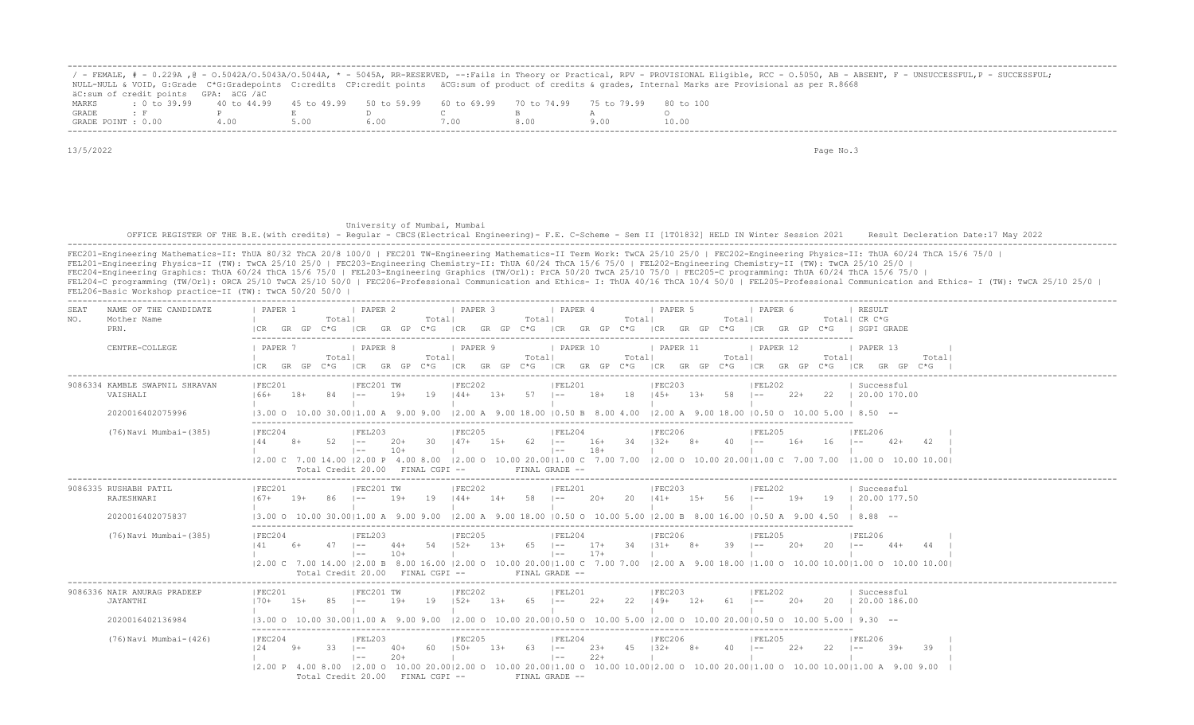/ - FEMALE, # - 0.229A ,@ - O.5042A/O.5043A/O.5044A, * - 5045A, RR-RESERVED, --:Fails in Theory or Practical, RPV - PROVISIONAL Eligible, RCC - O.5050, AB - ABSENT, F - UNSUCCESSFUL,P - SUCCESSFUL;
NULL-NULL & VOID, G:Grade C*G:Gradepoints C:credits CP:credit points äCG:sum of product of credits & grades, Internal Marks are Provisional as per R.8668
äC:sum of credit points GPA: äCG /äC

| MARKS | : 0 to 39.99 | 40 to 44.99 | 45 to 49.99 | 50 to 59.99 | 60 to 69.99 | 70 to 74.99 | 75 to 79.99 | 80 to 100 |
|---|---|---|---|---|---|---|---|---|
| GRADE | : F | P | E | D | C | B | A | O |
| GRADE POINT | : 0.00 | 4.00 | 5.00 | 6.00 | 7.00 | 8.00 | 9.00 | 10.00 |

13/5/2022

University of Mumbai, Mumbai

OFFICE REGISTER OF THE B.E.(with credits) - Regular - CBCS(Electrical Engineering)- F.E. C-Scheme - Sem II [1T01832] HELD IN Winter Session 2021 Result Decleration Date:17 May 2022

FEC201-Engineering Mathematics-II: ThUA 80/32 ThCA 20/8 100/0 | FEC201 TW-Engineering Mathematics-II Term Work: TwCA 25/10 25/0 | FEC202-Engineering Physics-II: ThUA 60/24 ThCA 15/6 75/0 |
FEL201-Engineering Physics-II (TW): TwCA 25/10 25/0 | FEC203-Engineering Chemistry-II: ThUA 60/24 ThCA 15/6 75/0 | FEL202-Engineering Chemistry-II (TW): TwCA 25/10 25/0 |
FEC204-Engineering Graphics: ThUA 60/24 ThCA 15/6 75/0 | FEL203-Engineering Graphics (TW/Orl): PrCA 50/20 TwCA 25/10 75/0 | FEC205-C programming: ThUA 60/24 ThCA 15/6 75/0 |
FEL204-C programming (TW/Orl): ORCA 25/10 TwCA 25/10 50/0 | FEC206-Professional Communication and Ethics- I: ThUA 40/16 ThCA 10/4 50/0 | FEL205-Professional Communication and Ethics- I (TW): TwCA 25/10 25/0 |
FEL206-Basic Workshop practice-II (TW): TwCA 50/20 50/0 |

| SEAT NO. | NAME OF THE CANDIDATE / Mother Name / PRN. / CENTRE-COLLEGE | PAPER 1 / PAPER 7 | PAPER 2 / PAPER 8 | PAPER 3 / PAPER 9 | PAPER 4 / PAPER 10 | PAPER 5 / PAPER 11 | PAPER 6 / PAPER 12 | RESULT (CR C*G, SGPI GRADE) / PAPER 13 |
|---|---|---|---|---|---|---|---|---|
| 9086334 | KAMBLE SWAPNIL SHRAVAN | FEC201 66+ 18+ 84 | FEC201 TW -- 19+ 19 | FEC202 44+ 13+ 57 | FEL201 -- 18+ 18 | FEC203 45+ 13+ 58 | FEL202 -- 22+ 22 | Successful 20.00 170.00 |
| | VAISHALI / 2020016402075996 | 3.00 O 10.00 30.00 | 1.00 A 9.00 9.00 | 2.00 A 9.00 18.00 | 0.50 B 8.00 4.00 | 2.00 A 9.00 18.00 | 0.50 O 10.00 5.00 | 8.50 -- |
| | (76)Navi Mumbai-(385) | FEC204 44 8+ 52 | FEL203 -- 20+ 30 / -- 10+ | FEC205 47+ 15+ 62 | FEL204 -- 16+ 34 / -- 18+ | FEC206 32+ 8+ 40 | FEL205 -- 16+ 16 | FEL206 -- 42+ 42 |
| | | 2.00 C 7.00 14.00 | 2.00 P 4.00 8.00 | 2.00 O 10.00 20.00 | 1.00 C 7.00 7.00 | 2.00 O 10.00 20.00 | 1.00 C 7.00 7.00 | 1.00 O 10.00 10.00 |
| | | Total Credit 20.00 | FINAL CGPI -- | | FINAL GRADE -- | | | |
| 9086335 | RUSHABH PATIL | FEC201 67+ 19+ 86 | FEC201 TW -- 19+ 19 | FEC202 44+ 14+ 58 | FEL201 -- 20+ 20 | FEC203 41+ 15+ 56 | FEL202 -- 19+ 19 | Successful 20.00 177.50 |
| | RAJESHWARI / 2020016402075837 | 3.00 O 10.00 30.00 | 1.00 A 9.00 9.00 | 2.00 A 9.00 18.00 | 0.50 O 10.00 5.00 | 2.00 B 8.00 16.00 | 0.50 A 9.00 4.50 | 8.88 -- |
| | (76)Navi Mumbai-(385) | FEC204 41 6+ 47 | FEL203 -- 44+ 54 / -- 10+ | FEC205 52+ 13+ 65 | FEL204 -- 17+ 34 / -- 17+ | FEC206 31+ 8+ 39 | FEL205 -- 20+ 20 | FEL206 -- 44+ 44 |
| | | 2.00 C 7.00 14.00 | 2.00 B 8.00 16.00 | 2.00 O 10.00 20.00 | 1.00 C 7.00 7.00 | 2.00 A 9.00 18.00 | 1.00 O 10.00 10.00 | 1.00 O 10.00 10.00 |
| | | Total Credit 20.00 | FINAL CGPI -- | | FINAL GRADE -- | | | |
| 9086336 | NAIR ANURAG PRADEEP | FEC201 70+ 15+ 85 | FEC201 TW -- 19+ 19 | FEC202 52+ 13+ 65 | FEL201 -- 22+ 22 | FEC203 49+ 12+ 61 | FEL202 -- 20+ 20 | Successful 20.00 186.00 |
| | JAYANTHI / 2020016402136984 | 3.00 O 10.00 30.00 | 1.00 A 9.00 9.00 | 2.00 O 10.00 20.00 | 0.50 O 10.00 5.00 | 2.00 O 10.00 20.00 | 0.50 O 10.00 5.00 | 9.30 -- |
| | (76)Navi Mumbai-(426) | FEC204 24 9+ 33 | FEL203 -- 40+ 60 / -- 20+ | FEC205 50+ 13+ 63 | FEL204 -- 23+ 45 / -- 22+ | FEC206 32+ 8+ 40 | FEL205 -- 22+ 22 | FEL206 -- 39+ 39 |
| | | 2.00 P 4.00 8.00 | 2.00 O 10.00 20.00 | 2.00 O 10.00 20.00 | 1.00 O 10.00 10.00 | 2.00 O 10.00 20.00 | 1.00 O 10.00 10.00 | 1.00 A 9.00 9.00 |
| | | Total Credit 20.00 | FINAL CGPI -- | | FINAL GRADE -- | | | |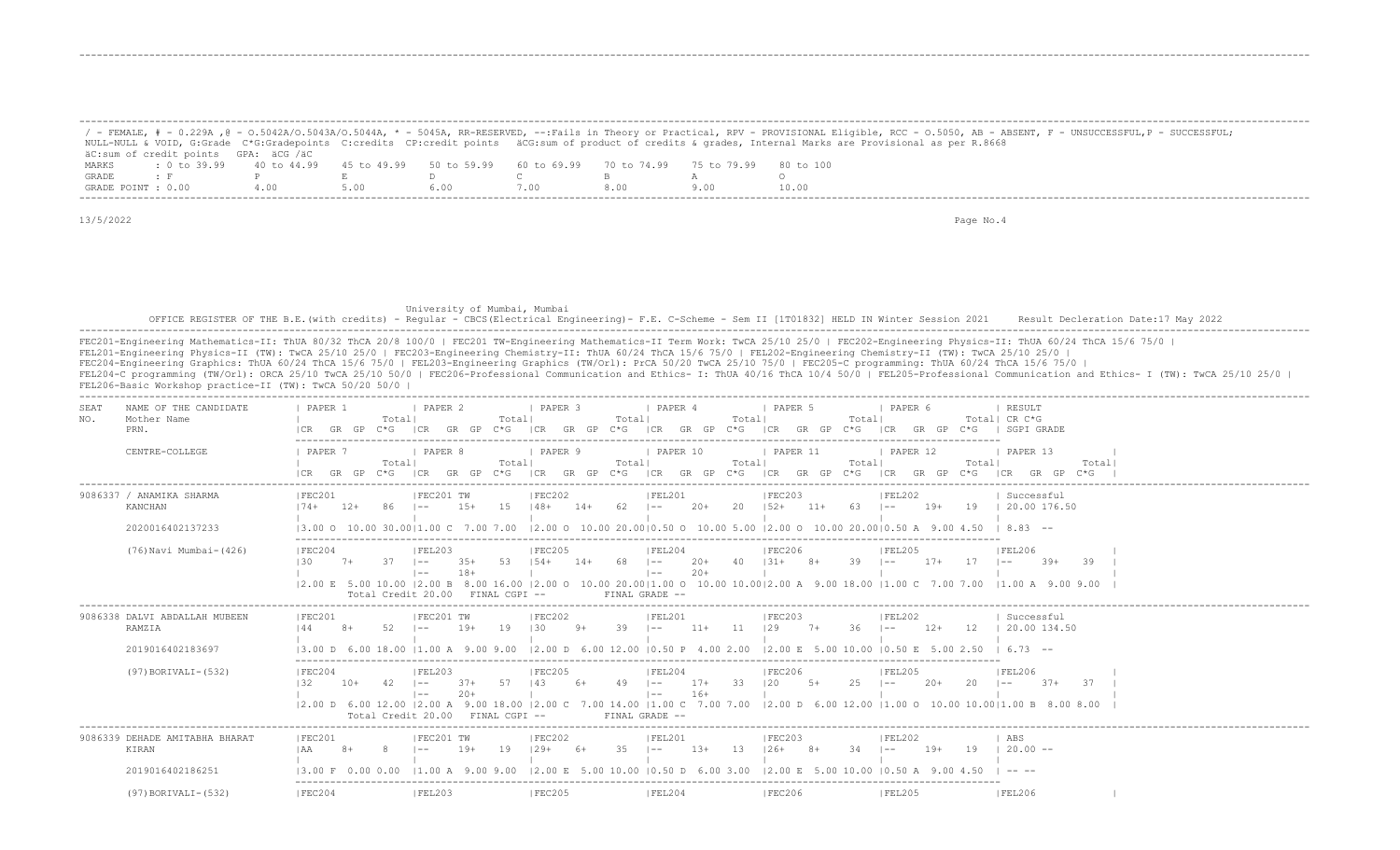/ - FEMALE, # - 0.229A ,@ - O.5042A/O.5043A/O.5044A, * - 5045A, RR-RESERVED, --:Fails in Theory or Practical, RPV - PROVISIONAL Eligible, RCC - O.5050, AB - ABSENT, F - UNSUCCESSFUL,P - SUCCESSFUL; NULL-NULL & VOID, G:Grade C*G:Gradepoints C:credits CP:credit points äCG:sum of product of credits & grades, Internal Marks are Provisional as per R.8668
äC:sum of credit points GPA: äCG /äC

| MARKS | : 0 to 39.99 | 40 to 44.99 | 45 to 49.99 | 50 to 59.99 | 60 to 69.99 | 70 to 74.99 | 75 to 79.99 | 80 to 100 |
|---|---|---|---|---|---|---|---|---|
| GRADE | : F | P | E | D | C | B | A | O |
| GRADE POINT | : 0.00 | 4.00 | 5.00 | 6.00 | 7.00 | 8.00 | 9.00 | 10.00 |

13/5/2022

University of Mumbai, Mumbai

OFFICE REGISTER OF THE B.E.(with credits) - Regular - CBCS(Electrical Engineering)- F.E. C-Scheme - Sem II [1T01832] HELD IN Winter Session 2021 Result Decleration Date:17 May 2022

FEC201-Engineering Mathematics-II: ThUA 80/32 ThCA 20/8 100/0 | FEC201 TW-Engineering Mathematics-II Term Work: TwCA 25/10 25/0 | FEC202-Engineering Physics-II: ThUA 60/24 ThCA 15/6 75/0 |
FEL201-Engineering Physics-II (TW): TwCA 25/10 25/0 | FEC203-Engineering Chemistry-II: ThUA 60/24 ThCA 15/6 75/0 | FEL202-Engineering Chemistry-II (TW): TwCA 25/10 25/0 |
FEC204-Engineering Graphics: ThUA 60/24 ThCA 15/6 75/0 | FEL203-Engineering Graphics (TW/Orl): PrCA 50/20 TwCA 25/10 75/0 | FEC205-C programming: ThUA 60/24 ThCA 15/6 75/0 |
FEL204-C programming (TW/Orl): ORCA 25/10 TwCA 25/10 50/0 | FEC206-Professional Communication and Ethics- I: ThUA 40/16 ThCA 10/4 50/0 | FEL205-Professional Communication and Ethics- I (TW): TwCA 25/10 25/0 |
FEL206-Basic Workshop practice-II (TW): TwCA 50/20 50/0 |

```
SEAT    NAME OF THE CANDIDATE        | PAPER 1           | PAPER 2           | PAPER 3           | PAPER 4           | PAPER 5           | PAPER 6           | RESULT
NO.     Mother Name                  |            Total| |            Total| |            Total| |            Total| |            Total| |            Total| CR C*G
        PRN.                         |CR  GR  GP  C*G    |CR  GR  GP  C*G    |CR  GR  GP  C*G    |CR  GR  GP  C*G    |CR  GR  GP  C*G    |CR  GR  GP  C*G    | SGPI GRADE

        CENTRE-COLLEGE               | PAPER 7           | PAPER 8           | PAPER 9           | PAPER 10          | PAPER 11          | PAPER 12          | PAPER 13
                                     |            Total| |            Total| |            Total| |            Total| |            Total| |            Total| |            Total|
                                     |CR  GR  GP  C*G    |CR  GR  GP  C*G    |CR  GR  GP  C*G    |CR  GR  GP  C*G    |CR  GR  GP  C*G    |CR  GR  GP  C*G    |CR  GR  GP  C*G  |
--------------------------------------------------------------------------------------------------------------------------------------------------------------------------
9086337 / ANAMIKA SHARMA             |FEC201             |FEC201 TW          |FEC202             |FEL201             |FEC203             |FEL202             | Successful
        KANCHAN                      |74+   12+    86    |--     15+    15   |48+   14+    62    |--     20+    20   |52+   11+    63    |--     19+    19   | 20.00 176.50
                                     |                   |                   |                   |                   |                   |                   |
        2020016402137233             |3.00 O  10.00 30.00|1.00 C  7.00 7.00  |2.00 O  10.00 20.00|0.50 O  10.00 5.00 |2.00 O  10.00 20.00|0.50 A  9.00 4.50  | 8.83 --

        (76)Navi Mumbai-(426)        |FEC204             |FEL203             |FEC205             |FEL204             |FEC206             |FEL205             |FEL206
                                     |30    7+     37    |--     35+    53   |54+   14+    68    |--     20+    40   |31+   8+     39    |--     17+    17   |--     39+    39 |
                                     |                   |--     18+         |                   |--     20+         |                   |                   |                 |
                                     |2.00 E  5.00 10.00 |2.00 B  8.00 16.00 |2.00 O  10.00 20.00|1.00 O  10.00 10.00|2.00 A  9.00 18.00 |1.00 C  7.00 7.00  |1.00 A  9.00 9.00|
                                      Total Credit 20.00   FINAL CGPI --          FINAL GRADE --
--------------------------------------------------------------------------------------------------------------------------------------------------------------------------
9086338 DALVI ABDALLAH MUBEEN        |FEC201             |FEC201 TW          |FEC202             |FEL201             |FEC203             |FEL202             | Successful
        RAMZIA                       |44    8+     52    |--     19+    19   |30    9+     39    |--     11+    11   |29    7+     36    |--     12+    12   | 20.00 134.50
                                     |                   |                   |                   |                   |                   |                   |
        2019016402183697             |3.00 D  6.00 18.00 |1.00 A  9.00 9.00  |2.00 D  6.00 12.00 |0.50 P  4.00 2.00  |2.00 E  5.00 10.00 |0.50 E  5.00 2.50  | 6.73 --

        (97)BORIVALI-(532)           |FEC204             |FEL203             |FEC205             |FEL204             |FEC206             |FEL205             |FEL206
                                     |32    10+    42    |--     37+    57   |43    6+     49    |--     17+    33   |20    5+     25    |--     20+    20   |--     37+    37 |
                                     |                   |--     20+         |                   |--     16+         |                   |                   |                 |
                                     |2.00 D  6.00 12.00 |2.00 A  9.00 18.00 |2.00 C  7.00 14.00 |1.00 C  7.00 7.00  |2.00 D  6.00 12.00 |1.00 O  10.00 10.00|1.00 B  8.00 8.00|
                                      Total Credit 20.00   FINAL CGPI --          FINAL GRADE --
--------------------------------------------------------------------------------------------------------------------------------------------------------------------------
9086339 DEHADE AMITABHA BHARAT       |FEC201             |FEC201 TW          |FEC202             |FEL201             |FEC203             |FEL202             | ABS
        KIRAN                        |AA    8+     8     |--     19+    19   |29+   6+     35    |--     13+    13   |26+   8+     34    |--     19+    19   | 20.00 --
                                     |                   |                   |                   |                   |                   |                   |
        2019016402186251             |3.00 F  0.00 0.00  |1.00 A  9.00 9.00  |2.00 E  5.00 10.00 |0.50 D  6.00 3.00  |2.00 E  5.00 10.00 |0.50 A  9.00 4.50  | -- --

        (97)BORIVALI-(532)           |FEC204             |FEL203             |FEC205             |FEL204             |FEC206             |FEL205             |FEL206           |
```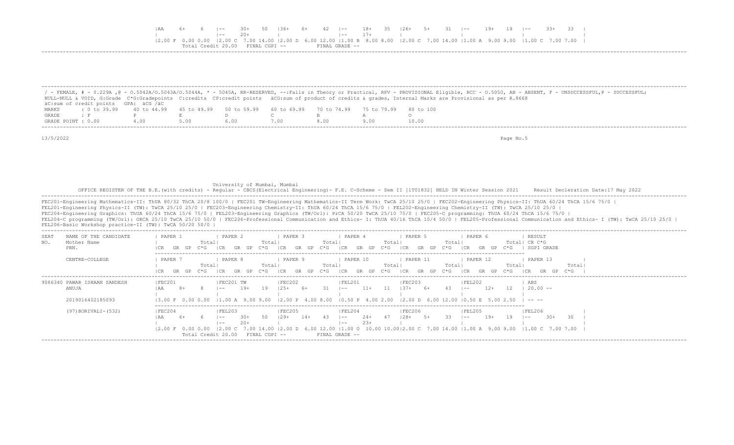| AA | 6+ | 6 | -- | 30+ | 50 | 36+ | 6+ | 42 | -- | 18+ | 35 | 26+ | 5+ | 31 | -- | 19+ | 19 | -- | 33+ | 33 |
|---|---|---|---|---|---|---|---|---|---|---|---|---|---|---|---|---|---|---|---|---|
| | | | -- | 20+ | | | | | -- | 17+ | | | | | | | | | | |

|2.00 F 0.00 0.00 |2.00 C 7.00 14.00 |2.00 D 6.00 12.00 |1.00 B 8.00 8.00 |2.00 C 7.00 14.00 |1.00 A 9.00 9.00 |1.00 C 7.00 7.00 |

Total Credit 20.00 FINAL CGPI -- FINAL GRADE --

/ - FEMALE, # - 0.229A ,@ - O.5042A/O.5043A/O.5044A, * - 5045A, RR-RESERVED, --:Fails in Theory or Practical, RPV - PROVISIONAL Eligible, RCC - O.5050, AB - ABSENT, F - UNSUCCESSFUL,P - SUCCESSFUL;
NULL-NULL & VOID, G:Grade C*G:Gradepoints C:credits CP:credit points äCG:sum of product of credits & grades, Internal Marks are Provisional as per R.8668
äC:sum of credit points GPA: äCG /äC

| MARKS | : 0 to 39.99 | 40 to 44.99 | 45 to 49.99 | 50 to 59.99 | 60 to 69.99 | 70 to 74.99 | 75 to 79.99 | 80 to 100 |
|---|---|---|---|---|---|---|---|---|
| GRADE | : F | P | E | D | C | B | A | O |
| GRADE POINT | : 0.00 | 4.00 | 5.00 | 6.00 | 7.00 | 8.00 | 9.00 | 10.00 |

13/5/2022

University of Mumbai, Mumbai

OFFICE REGISTER OF THE B.E.(with credits) - Regular - CBCS(Electrical Engineering)- F.E. C-Scheme - Sem II [1T01832] HELD IN Winter Session 2021 Result Decleration Date:17 May 2022

FEC201-Engineering Mathematics-II: ThUA 80/32 ThCA 20/8 100/0 | FEC201 TW-Engineering Mathematics-II Term Work: TwCA 25/10 25/0 | FEC202-Engineering Physics-II: ThUA 60/24 ThCA 15/6 75/0 |
FEL201-Engineering Physics-II (TW): TwCA 25/10 25/0 | FEC203-Engineering Chemistry-II: ThUA 60/24 ThCA 15/6 75/0 | FEL202-Engineering Chemistry-II (TW): TwCA 25/10 25/0 |
FEC204-Engineering Graphics: ThUA 60/24 ThCA 15/6 75/0 | FEL203-Engineering Graphics (TW/Orl): PrCA 50/20 TwCA 25/10 75/0 | FEC205-C programming: ThUA 60/24 ThCA 15/6 75/0 |
FEL204-C programming (TW/Orl): ORCA 25/10 TwCA 25/10 50/0 | FEC206-Professional Communication and Ethics- I: ThUA 40/16 ThCA 10/4 50/0 | FEL205-Professional Communication and Ethics- I (TW): TwCA 25/10 25/0 |
FEL206-Basic Workshop practice-II (TW): TwCA 50/20 50/0 |

| SEAT NO. | NAME OF THE CANDIDATE / Mother Name / PRN. | PAPER 1 (CR GR GP C*G Total) | PAPER 2 (CR GR GP C*G Total) | PAPER 3 (CR GR GP C*G Total) | PAPER 4 (CR GR GP C*G Total) | PAPER 5 (CR GR GP C*G Total) | PAPER 6 (CR GR GP C*G Total) | RESULT CR C*G SGPI GRADE |
|---|---|---|---|---|---|---|---|---|
| | CENTRE-COLLEGE | PAPER 7 | PAPER 8 | PAPER 9 | PAPER 10 | PAPER 11 | PAPER 12 | PAPER 13 |
| 9086340 | PAWAR ISHAAN SANDESH | FEC201 | FEC201 TW | FEC202 | FEL201 | FEC203 | FEL202 | ABS |
| | ANUJA | AA 8+ 8 | -- 19+ 19 | 25+ 6+ 31 | -- 11+ 11 | 37+ 6+ 43 | -- 12+ 12 | 20.00 -- |
| | 2019016402185093 | 3.00 F 0.00 0.00 | 1.00 A 9.00 9.00 | 2.00 P 4.00 8.00 | 0.50 P 4.00 2.00 | 2.00 D 6.00 12.00 | 0.50 E 5.00 2.50 | -- -- |
| | (97)BORIVALI-(532) | FEC204 | FEL203 | FEC205 | FEL204 | FEC206 | FEL205 | FEL206 |
| | | AA 6+ 6 | -- 30+ 50 / -- 20+ | 29+ 14+ 43 | -- 24+ 47 / -- 23+ | 28+ 5+ 33 | -- 19+ 19 | -- 30+ 30 |
| | | 2.00 F 0.00 0.00 | 2.00 C 7.00 14.00 | 2.00 D 6.00 12.00 | 1.00 O 10.00 10.00 | 2.00 C 7.00 14.00 | 1.00 A 9.00 9.00 | 1.00 C 7.00 7.00 |

Total Credit 20.00 FINAL CGPI -- FINAL GRADE --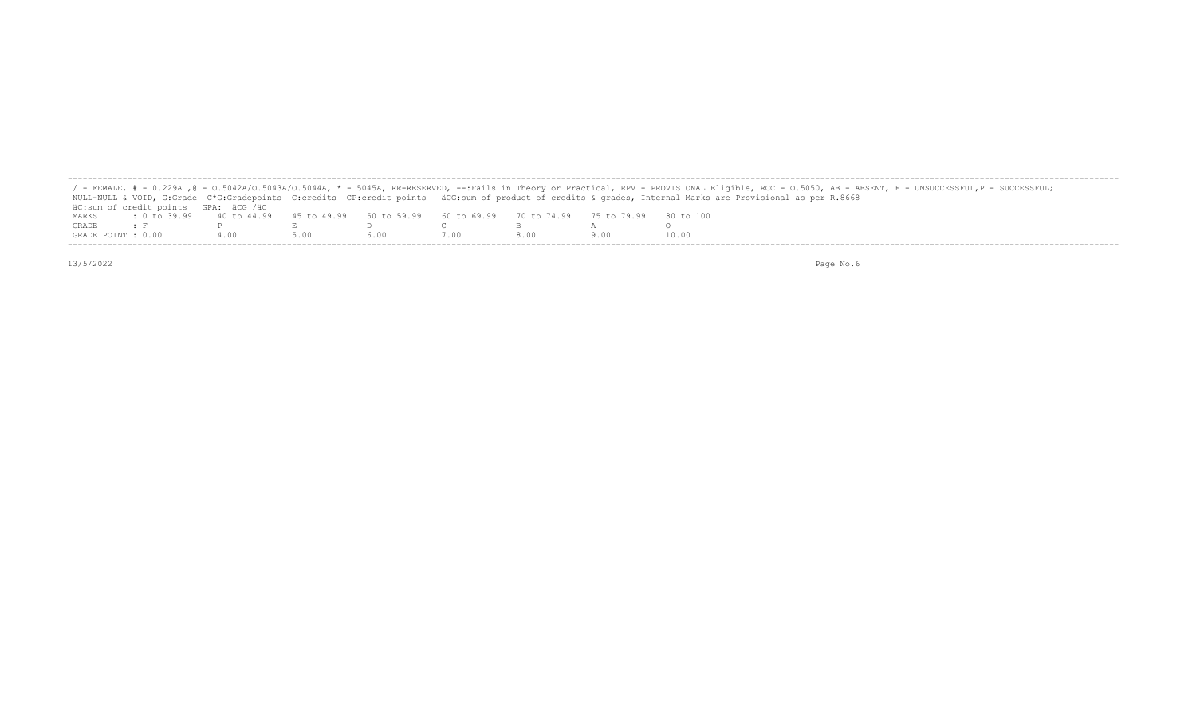/ - FEMALE, # - 0.229A ,@ - O.5042A/O.5043A/O.5044A, * - 5045A, RR-RESERVED, --:Fails in Theory or Practical, RPV - PROVISIONAL Eligible, RCC - O.5050, AB - ABSENT, F - UNSUCCESSFUL,P - SUCCESSFUL;
NULL-NULL & VOID, G:Grade C*G:Gradepoints C:credits CP:credit points äCG:sum of product of credits & grades, Internal Marks are Provisional as per R.8668
äC:sum of credit points GPA: äCG /äC

| | | | | | | | | |
|---|---|---|---|---|---|---|---|---|
| MARKS | : 0 to 39.99 | 40 to 44.99 | 45 to 49.99 | 50 to 59.99 | 60 to 69.99 | 70 to 74.99 | 75 to 79.99 | 80 to 100 |
| GRADE | : F | P | E | D | C | B | A | O |
| GRADE POINT | : 0.00 | 4.00 | 5.00 | 6.00 | 7.00 | 8.00 | 9.00 | 10.00 |

13/5/2022